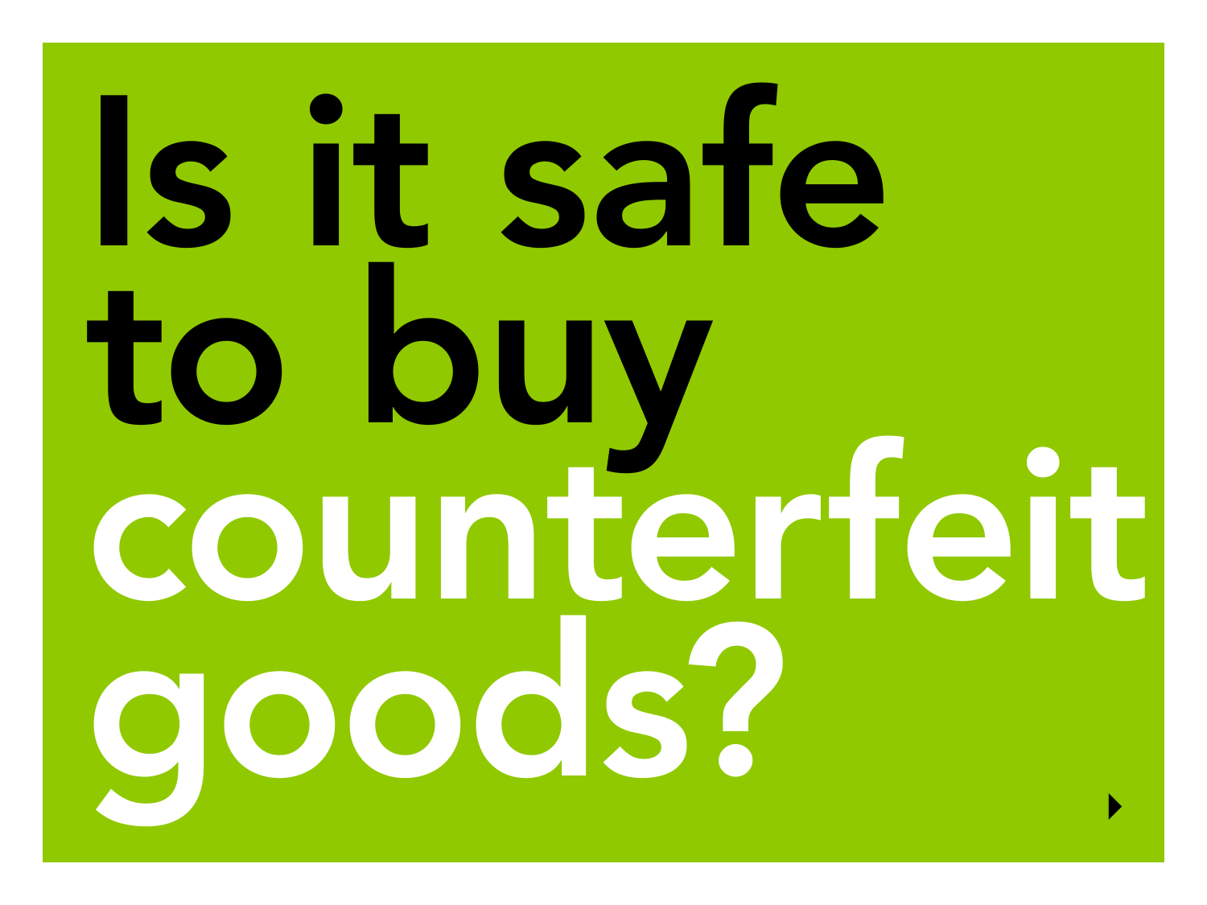# Is it safe to buy counterfeit goods?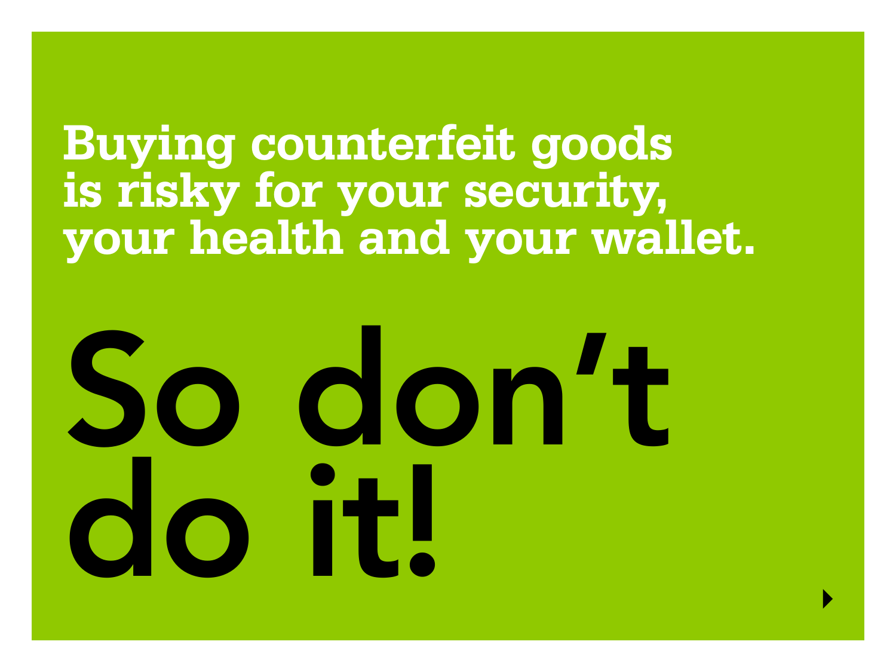**Buying counterfeit goods is risky for your security, your health and your wallet.**

# So don't do it!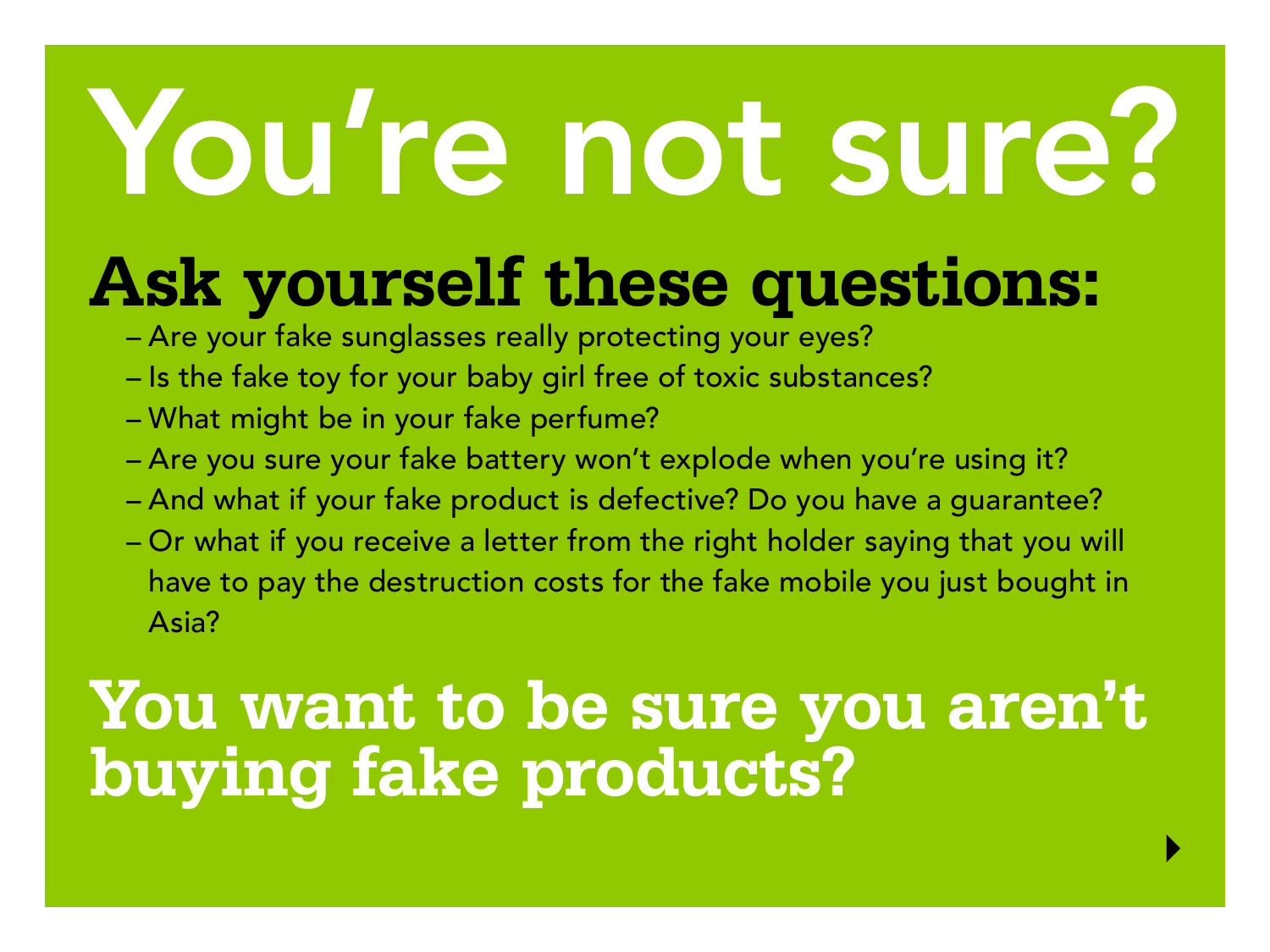# You're not sure?

## Ask yourself these questions:

- Are your fake sunglasses really protecting your eyes?
- Is the fake toy for your baby girl free of toxic substances?
- What might be in your fake perfume?
- Are you sure your fake battery won't explode when you're using it?
- And what if your fake product is defective? Do you have a guarantee?
- Or what if you receive a letter from the right holder saying that you will have to pay the destruction costs for the fake mobile you just bought in Asia?

## You want to be sure you aren't buying fake products?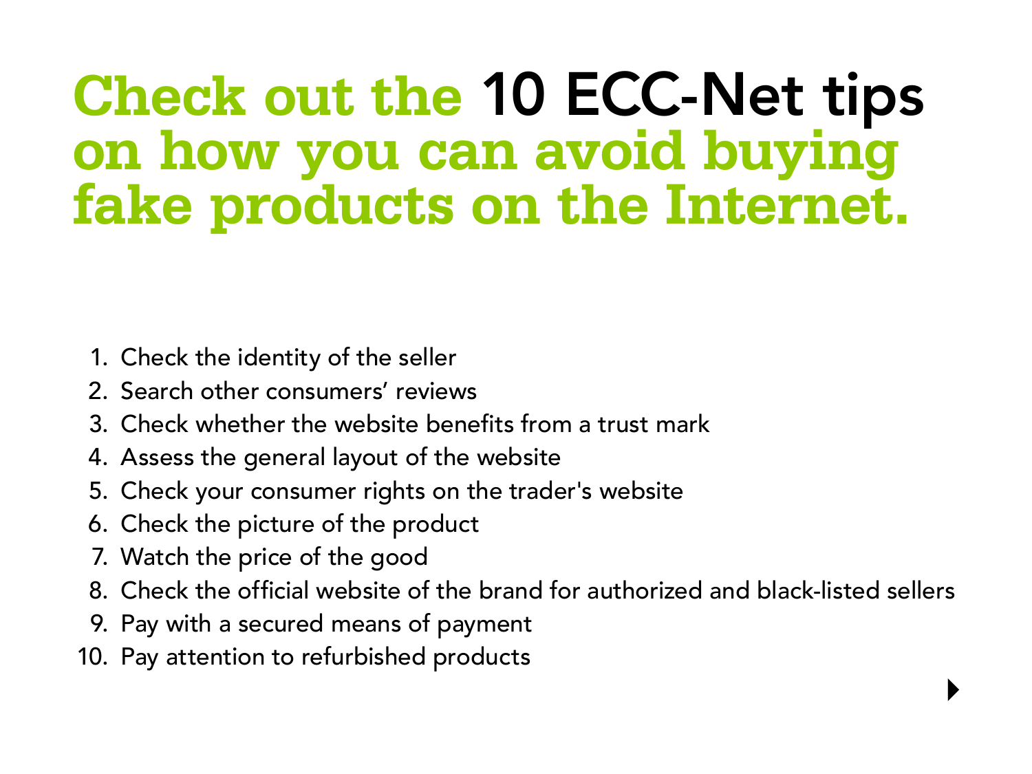# Check out the 10 ECC-Net tips on how you can avoid buying fake products on the Internet.

1. Check the identity of the seller
2. Search other consumers’ reviews
3. Check whether the website benefits from a trust mark
4. Assess the general layout of the website
5. Check your consumer rights on the trader's website
6. Check the picture of the product
7. Watch the price of the good
8. Check the official website of the brand for authorized and black-listed sellers
9. Pay with a secured means of payment
10. Pay attention to refurbished products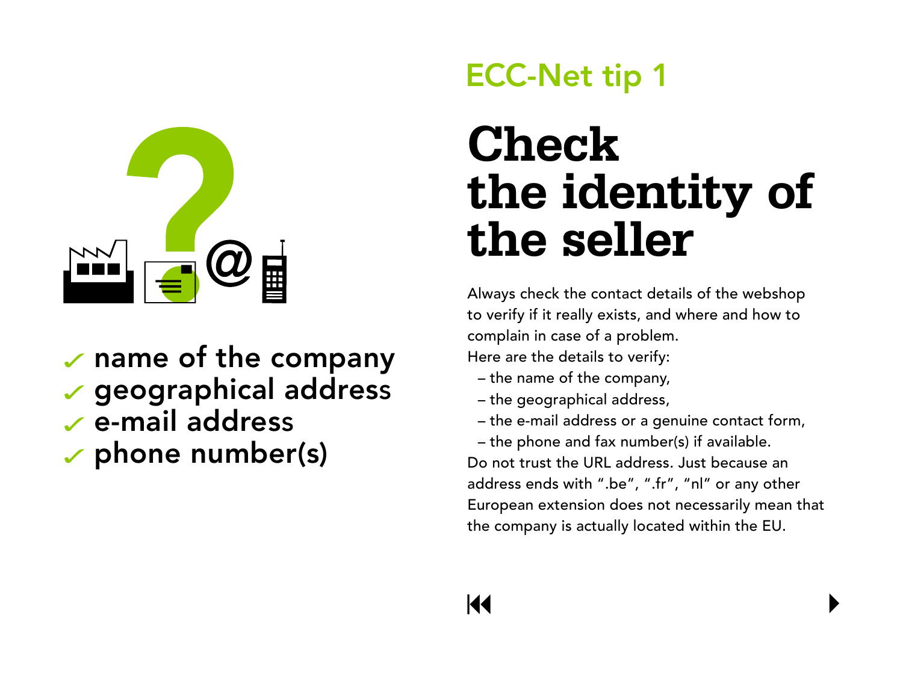- ✓ name of the company
- ✓ geographical address
- ✓ e-mail address
- ✓ phone number(s)

## ECC-Net tip 1

# Check the identity of the seller

Always check the contact details of the webshop to verify if it really exists, and where and how to complain in case of a problem.
Here are the details to verify:

- the name of the company,
- the geographical address,
- the e-mail address or a genuine contact form,
- the phone and fax number(s) if available.

Do not trust the URL address. Just because an address ends with ".be", ".fr", "nl" or any other European extension does not necessarily mean that the company is actually located within the EU.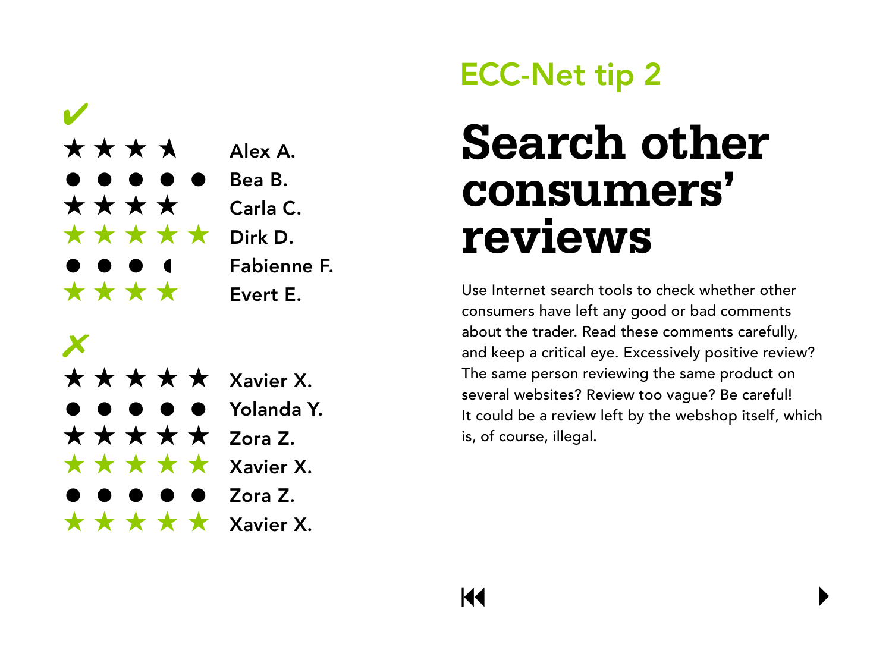✔

- Alex A.
- Bea B.
- Carla C.
- Dirk D.
- Fabienne F.
- Evert E.

✗

- Xavier X.
- Yolanda Y.
- Zora Z.
- Xavier X.
- Zora Z.
- Xavier X.

ECC-Net tip 2

# Search other consumers' reviews

Use Internet search tools to check whether other consumers have left any good or bad comments about the trader. Read these comments carefully, and keep a critical eye. Excessively positive review? The same person reviewing the same product on several websites? Review too vague? Be careful! It could be a review left by the webshop itself, which is, of course, illegal.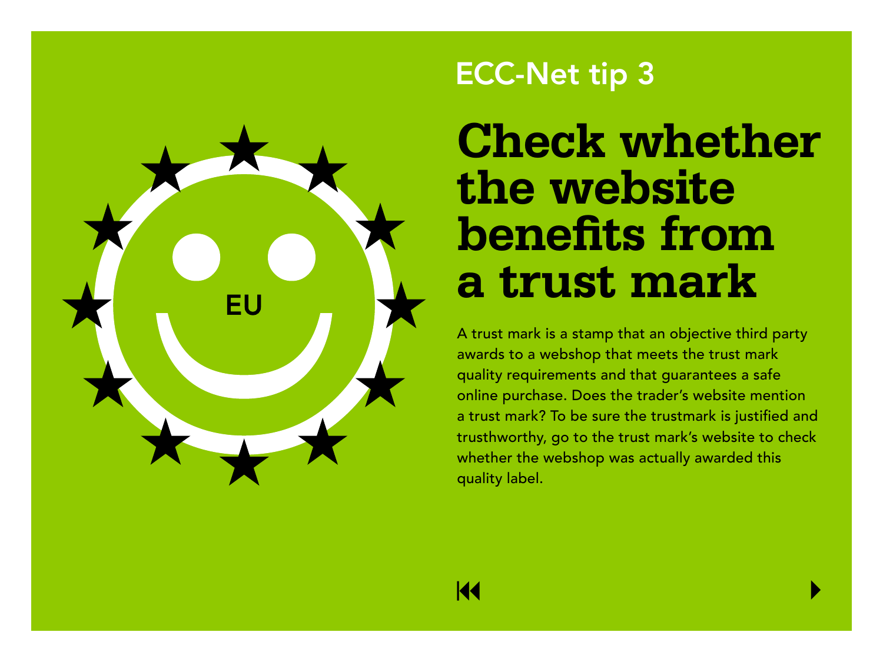ECC-Net tip 3

# Check whether the website benefits from a trust mark

A trust mark is a stamp that an objective third party awards to a webshop that meets the trust mark quality requirements and that guarantees a safe online purchase. Does the trader's website mention a trust mark? To be sure the trustmark is justified and trusthworthy, go to the trust mark's website to check whether the webshop was actually awarded this quality label.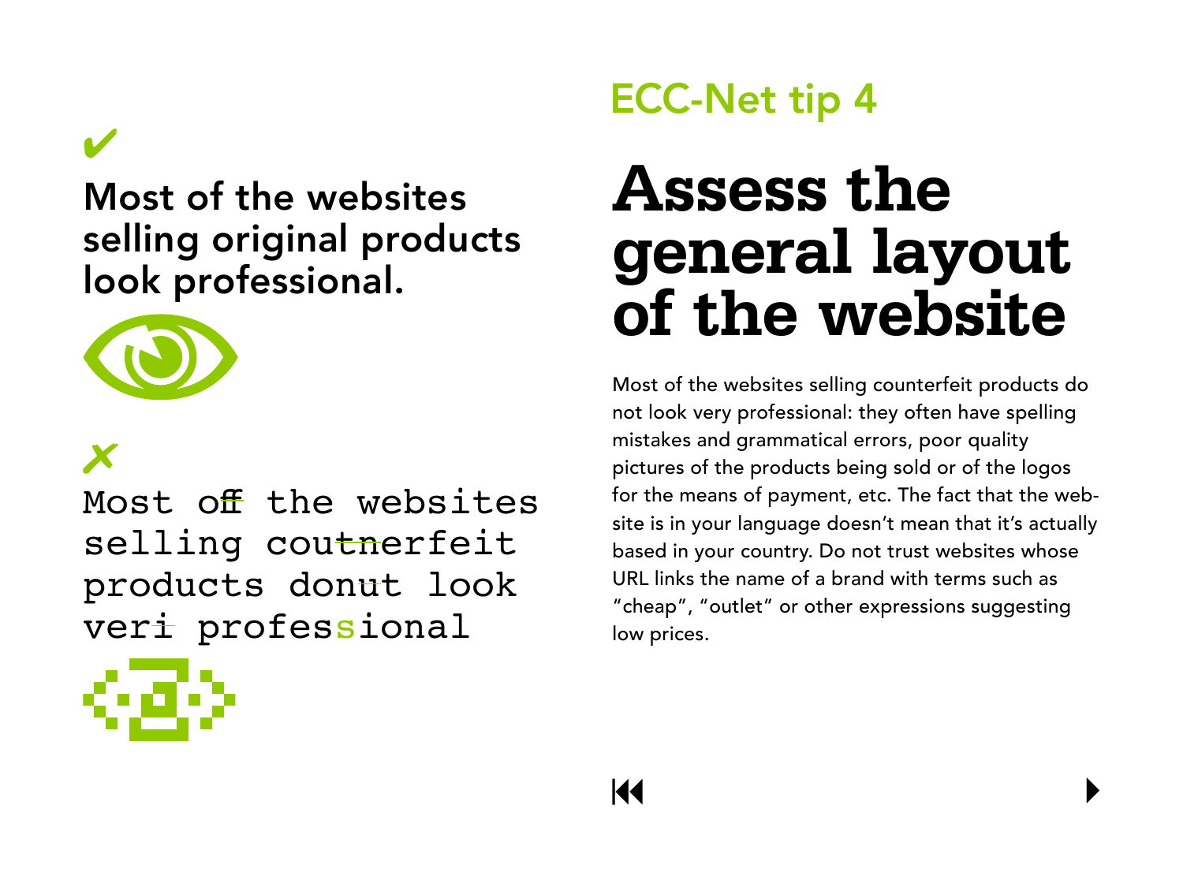## ECC-Net tip 4

# Assess the general layout of the website

Most of the websites selling counterfeit products do not look very professional: they often have spelling mistakes and grammatical errors, poor quality pictures of the products being sold or of the logos for the means of payment, etc. The fact that the website is in your language doesn't mean that it's actually based in your country. Do not trust websites whose URL links the name of a brand with terms such as "cheap", "outlet" or other expressions suggesting low prices.

✔

**Most of the websites selling original products look professional.**

✗

Most off the websites selling coutnerfeit products donut look veri professsional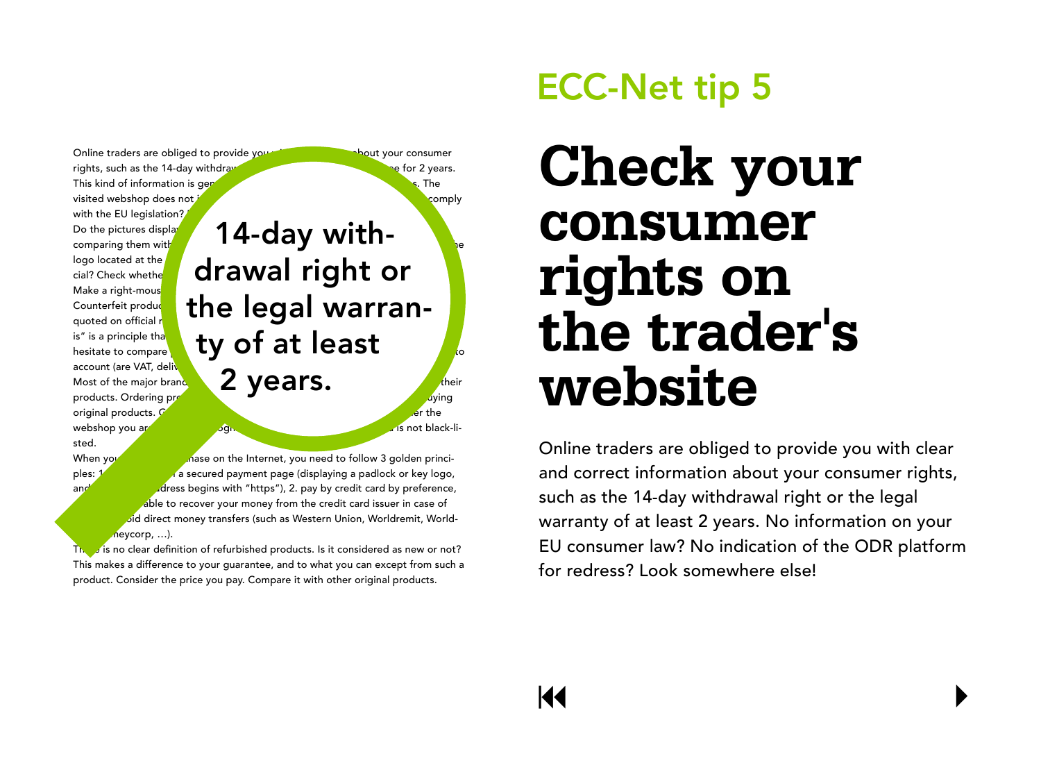## ECC-Net tip 5

# Check your consumer rights on the trader's website

Online traders are obliged to provide you with clear and correct information about your consumer rights, such as the 14-day withdrawal right or the legal warranty of at least 2 years. No information on your EU consumer law? No indication of the ODR platform for redress? Look somewhere else!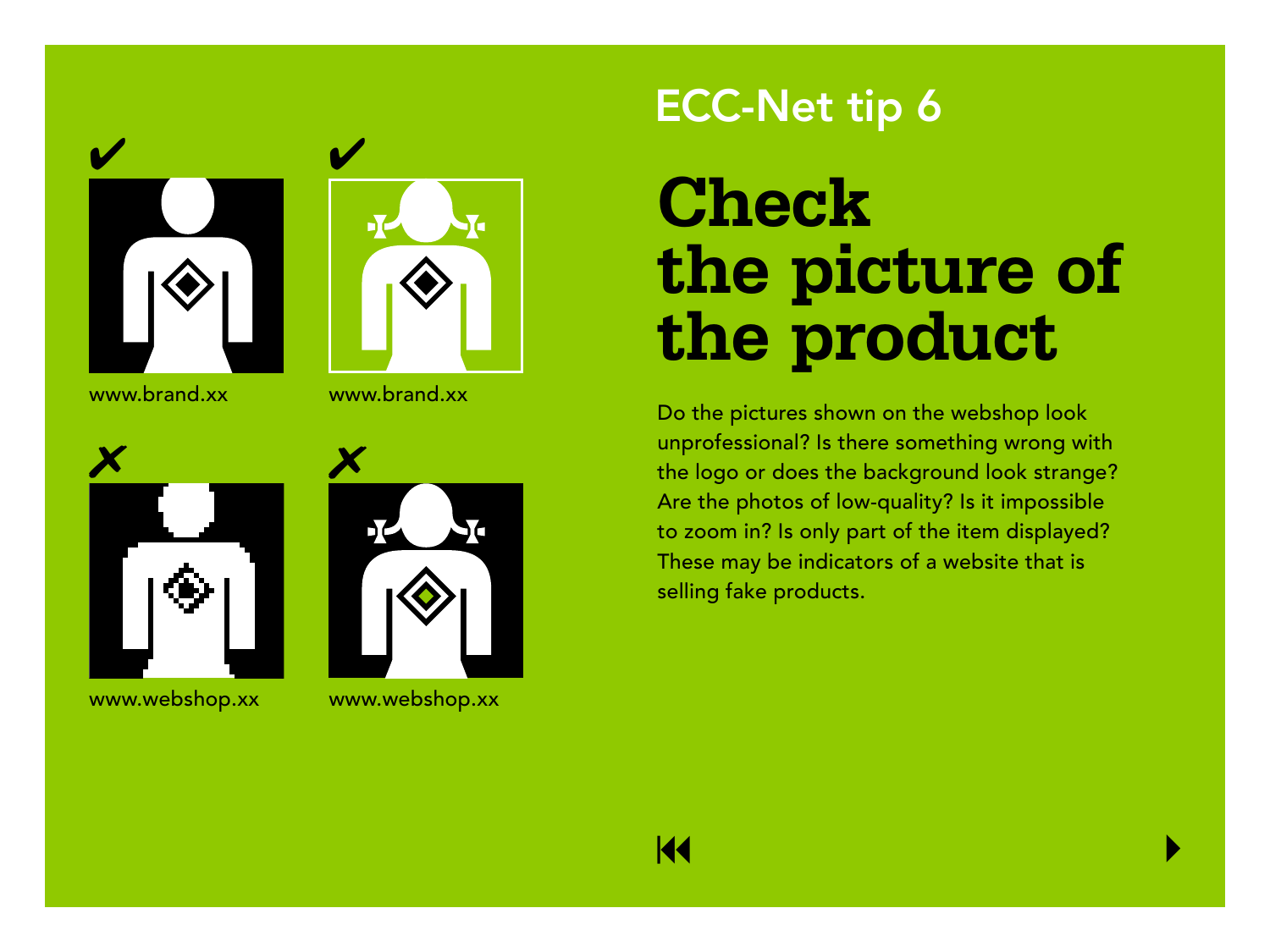✔ www.brand.xx

✔ www.brand.xx

✗ www.webshop.xx

✗ www.webshop.xx

## ECC-Net tip 6

# Check the picture of the product

Do the pictures shown on the webshop look unprofessional? Is there something wrong with the logo or does the background look strange? Are the photos of low-quality? Is it impossible to zoom in? Is only part of the item displayed? These may be indicators of a website that is selling fake products.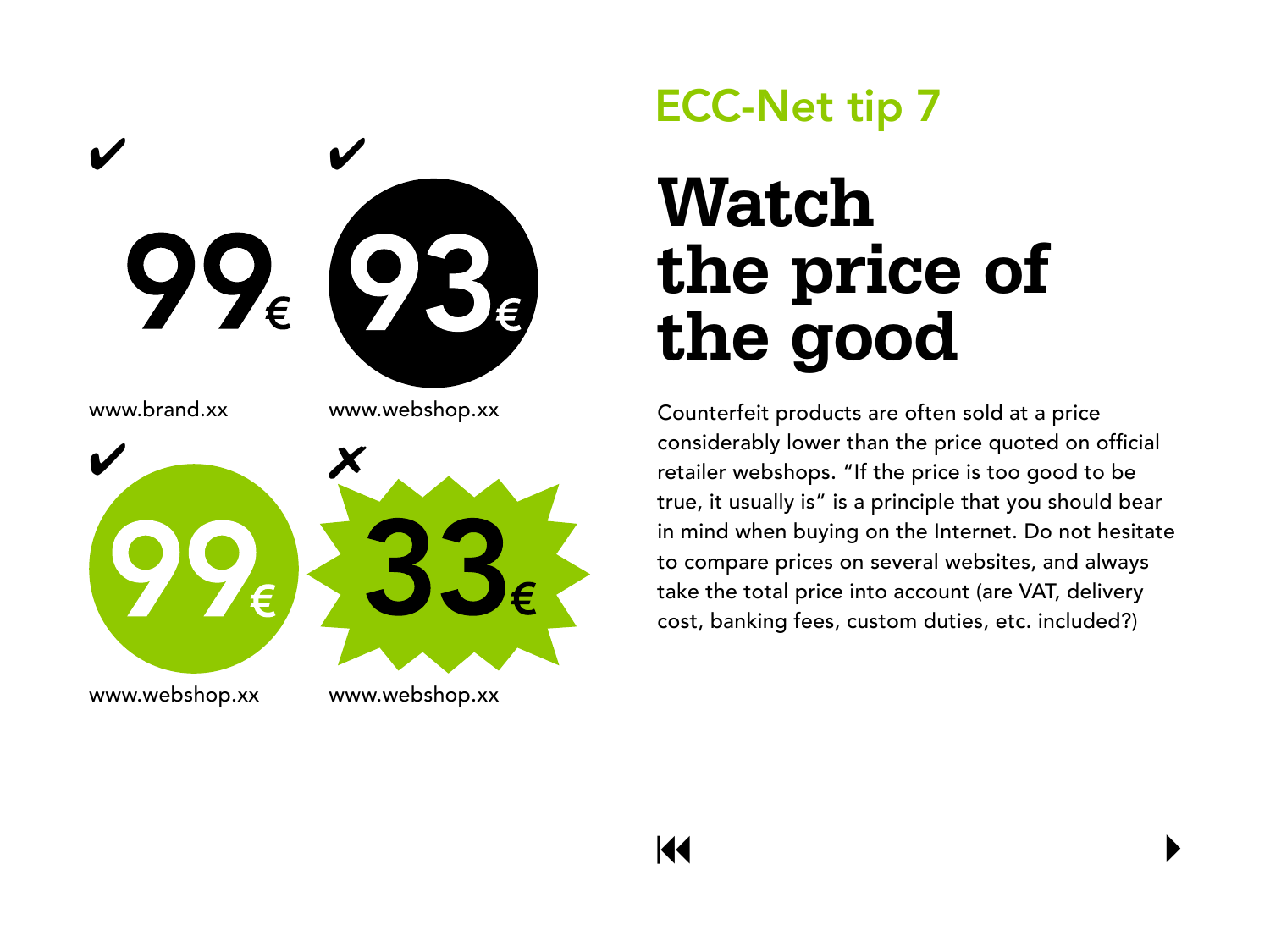✔

99€

www.brand.xx

✔

93€

www.webshop.xx

✔

99€

www.webshop.xx

✗

33€

www.webshop.xx

## ECC-Net tip 7

# Watch the price of the good

Counterfeit products are often sold at a price considerably lower than the price quoted on official retailer webshops. "If the price is too good to be true, it usually is" is a principle that you should bear in mind when buying on the Internet. Do not hesitate to compare prices on several websites, and always take the total price into account (are VAT, delivery cost, banking fees, custom duties, etc. included?)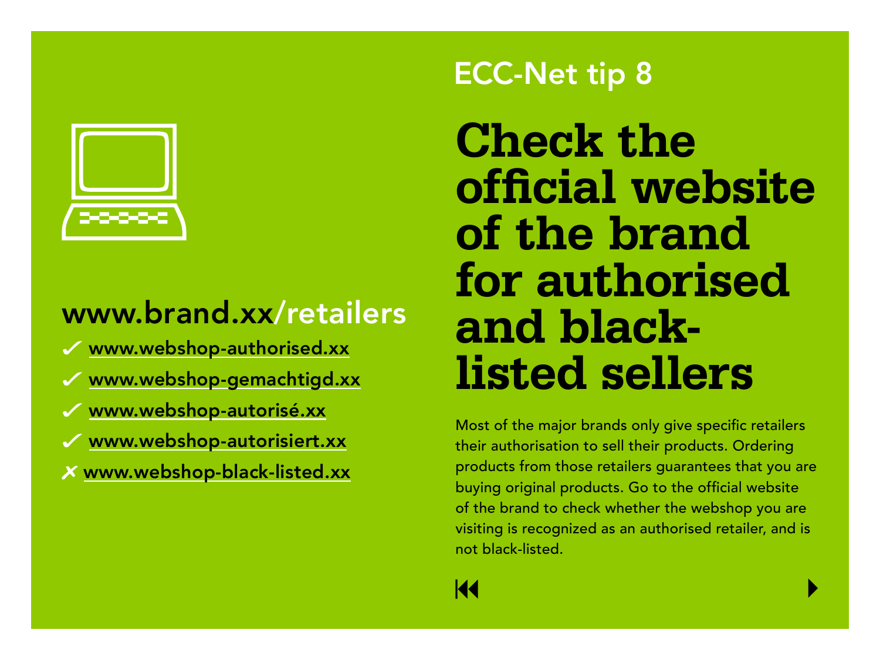## ECC-Net tip 8

# Check the official website of the brand for authorised and black-listed sellers

**www.brand.xx/retailers**

- ✓ www.webshop-authorised.xx
- ✓ www.webshop-gemachtigd.xx
- ✓ www.webshop-autorisé.xx
- ✓ www.webshop-autorisiert.xx
- ✗ www.webshop-black-listed.xx

Most of the major brands only give specific retailers their authorisation to sell their products. Ordering products from those retailers guarantees that you are buying original products. Go to the official website of the brand to check whether the webshop you are visiting is recognized as an authorised retailer, and is not black-listed.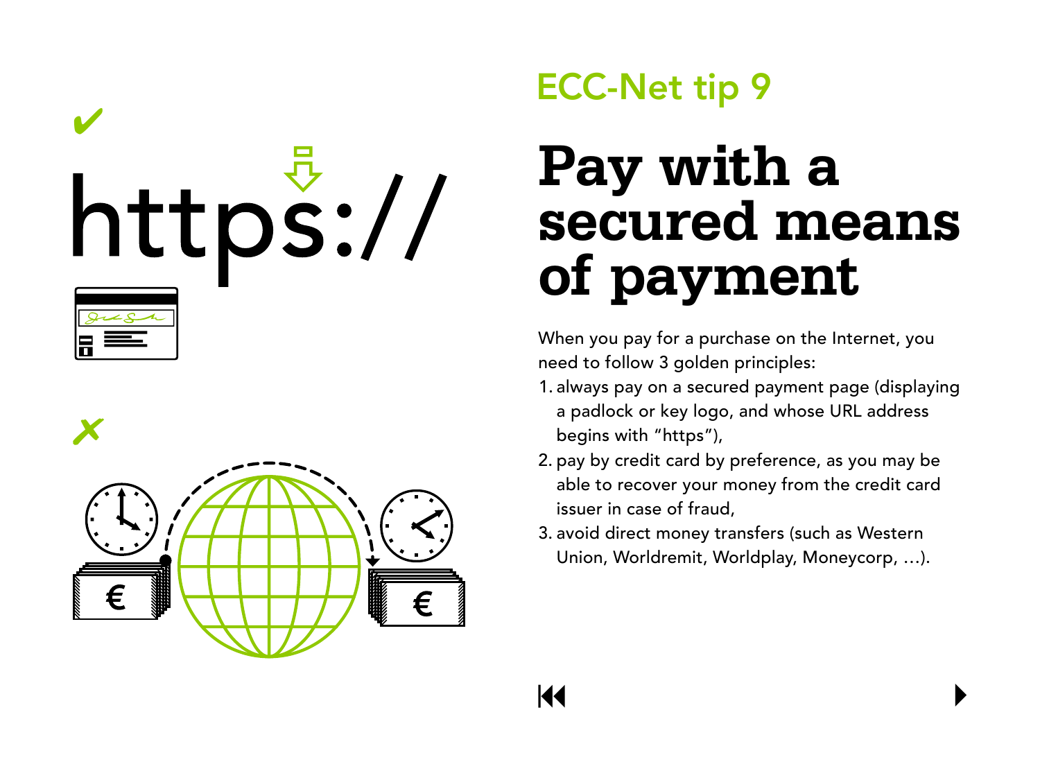## ECC-Net tip 9

# Pay with a secured means of payment

When you pay for a purchase on the Internet, you need to follow 3 golden principles:

1. always pay on a secured payment page (displaying a padlock or key logo, and whose URL address begins with "https"),
2. pay by credit card by preference, as you may be able to recover your money from the credit card issuer in case of fraud,
3. avoid direct money transfers (such as Western Union, Worldremit, Worldplay, Moneycorp, ...).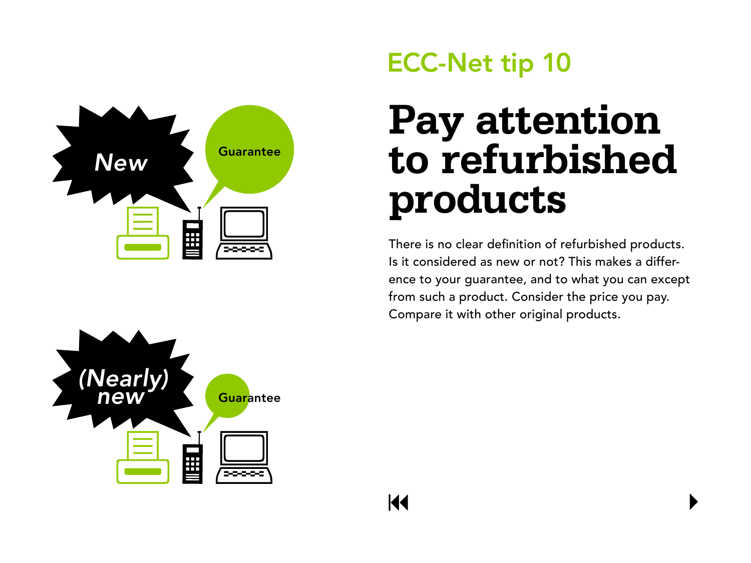ECC-Net tip 10

# Pay attention to refurbished products

There is no clear definition of refurbished products. Is it considered as new or not? This makes a difference to your guarantee, and to what you can except from such a product. Consider the price you pay. Compare it with other original products.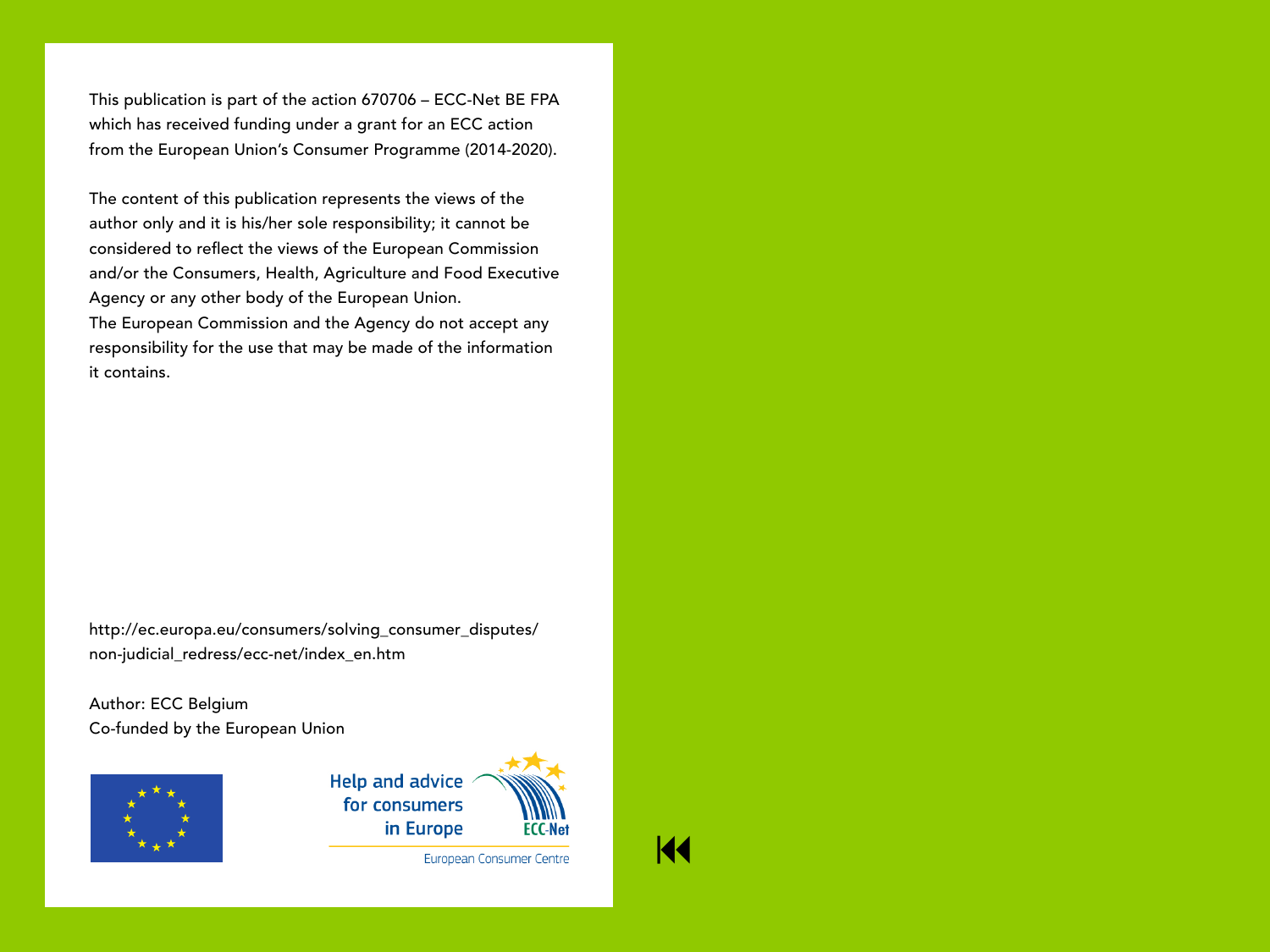This publication is part of the action 670706 – ECC-Net BE FPA which has received funding under a grant for an ECC action from the European Union's Consumer Programme (2014-2020).

The content of this publication represents the views of the author only and it is his/her sole responsibility; it cannot be considered to reflect the views of the European Commission and/or the Consumers, Health, Agriculture and Food Executive Agency or any other body of the European Union.
The European Commission and the Agency do not accept any responsibility for the use that may be made of the information it contains.

http://ec.europa.eu/consumers/solving_consumer_disputes/non-judicial_redress/ecc-net/index_en.htm

Author: ECC Belgium
Co-funded by the European Union

Help and advice for consumers in Europe

ECC-Net

European Consumer Centre